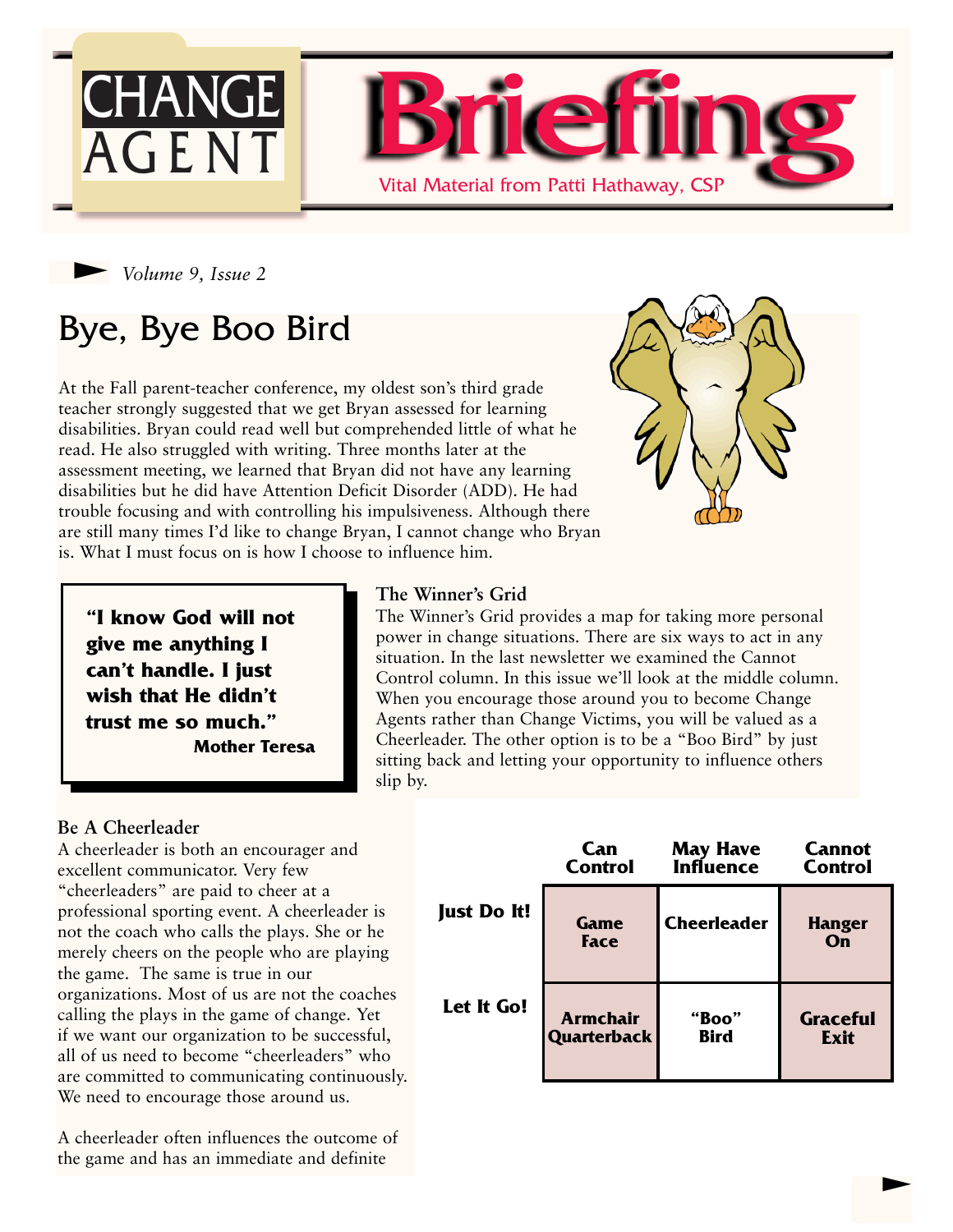# CHANGE AGENT Briefing

Vital Material from Patti Hathaway, CSP

*Volume 9, Issue 2*

## Bye, Bye Boo Bird

At the Fall parent-teacher conference, my oldest son's third grade teacher strongly suggested that we get Bryan assessed for learning disabilities. Bryan could read well but comprehended little of what he read. He also struggled with writing. Three months later at the assessment meeting, we learned that Bryan did not have any learning disabilities but he did have Attention Deficit Disorder (ADD). He had trouble focusing and with controlling his impulsiveness. Although there are still many times I'd like to change Bryan, I cannot change who Bryan is. What I must focus on is how I choose to influence him.

> **"I know God will not give me anything I can't handle. I just wish that He didn't trust me so much."**
> **Mother Teresa**

### The Winner's Grid

The Winner's Grid provides a map for taking more personal power in change situations. There are six ways to act in any situation. In the last newsletter we examined the Cannot Control column. In this issue we'll look at the middle column. When you encourage those around you to become Change Agents rather than Change Victims, you will be valued as a Cheerleader. The other option is to be a "Boo Bird" by just sitting back and letting your opportunity to influence others slip by.

|  | Can Control | May Have Influence | Cannot Control |
|---|---|---|---|
| **Just Do It!** | Game Face | Cheerleader | Hanger On |
| **Let It Go!** | Armchair Quarterback | "Boo" Bird | Graceful Exit |

### Be A Cheerleader

A cheerleader is both an encourager and excellent communicator. Very few "cheerleaders" are paid to cheer at a professional sporting event. A cheerleader is not the coach who calls the plays. She or he merely cheers on the people who are playing the game. The same is true in our organizations. Most of us are not the coaches calling the plays in the game of change. Yet if we want our organization to be successful, all of us need to become "cheerleaders" who are committed to communicating continuously. We need to encourage those around us.

A cheerleader often influences the outcome of the game and has an immediate and definite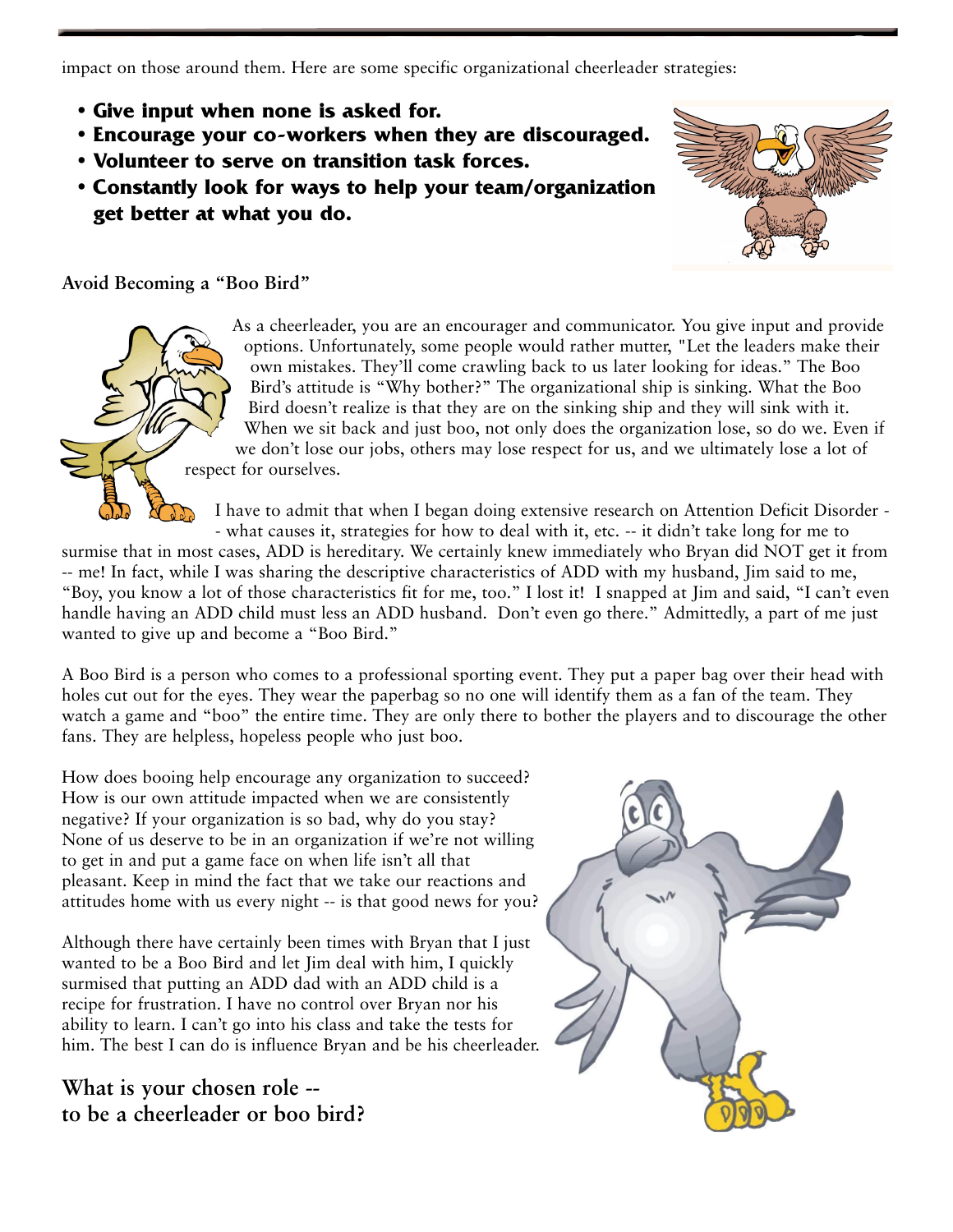impact on those around them. Here are some specific organizational cheerleader strategies:

- **Give input when none is asked for.**
- **Encourage your co-workers when they are discouraged.**
- **Volunteer to serve on transition task forces.**
- **Constantly look for ways to help your team/organization get better at what you do.**

**Avoid Becoming a "Boo Bird"**

As a cheerleader, you are an encourager and communicator. You give input and provide options. Unfortunately, some people would rather mutter, "Let the leaders make their own mistakes. They'll come crawling back to us later looking for ideas." The Boo Bird's attitude is "Why bother?" The organizational ship is sinking. What the Boo Bird doesn't realize is that they are on the sinking ship and they will sink with it. When we sit back and just boo, not only does the organization lose, so do we. Even if we don't lose our jobs, others may lose respect for us, and we ultimately lose a lot of respect for ourselves.

I have to admit that when I began doing extensive research on Attention Deficit Disorder -- what causes it, strategies for how to deal with it, etc. -- it didn't take long for me to surmise that in most cases, ADD is hereditary. We certainly knew immediately who Bryan did NOT get it from -- me! In fact, while I was sharing the descriptive characteristics of ADD with my husband, Jim said to me, "Boy, you know a lot of those characteristics fit for me, too." I lost it! I snapped at Jim and said, "I can't even handle having an ADD child must less an ADD husband. Don't even go there." Admittedly, a part of me just wanted to give up and become a "Boo Bird."

A Boo Bird is a person who comes to a professional sporting event. They put a paper bag over their head with holes cut out for the eyes. They wear the paperbag so no one will identify them as a fan of the team. They watch a game and "boo" the entire time. They are only there to bother the players and to discourage the other fans. They are helpless, hopeless people who just boo.

How does booing help encourage any organization to succeed? How is our own attitude impacted when we are consistently negative? If your organization is so bad, why do you stay? None of us deserve to be in an organization if we're not willing to get in and put a game face on when life isn't all that pleasant. Keep in mind the fact that we take our reactions and attitudes home with us every night -- is that good news for you?

Although there have certainly been times with Bryan that I just wanted to be a Boo Bird and let Jim deal with him, I quickly surmised that putting an ADD dad with an ADD child is a recipe for frustration. I have no control over Bryan nor his ability to learn. I can't go into his class and take the tests for him. The best I can do is influence Bryan and be his cheerleader.

## What is your chosen role -- to be a cheerleader or boo bird?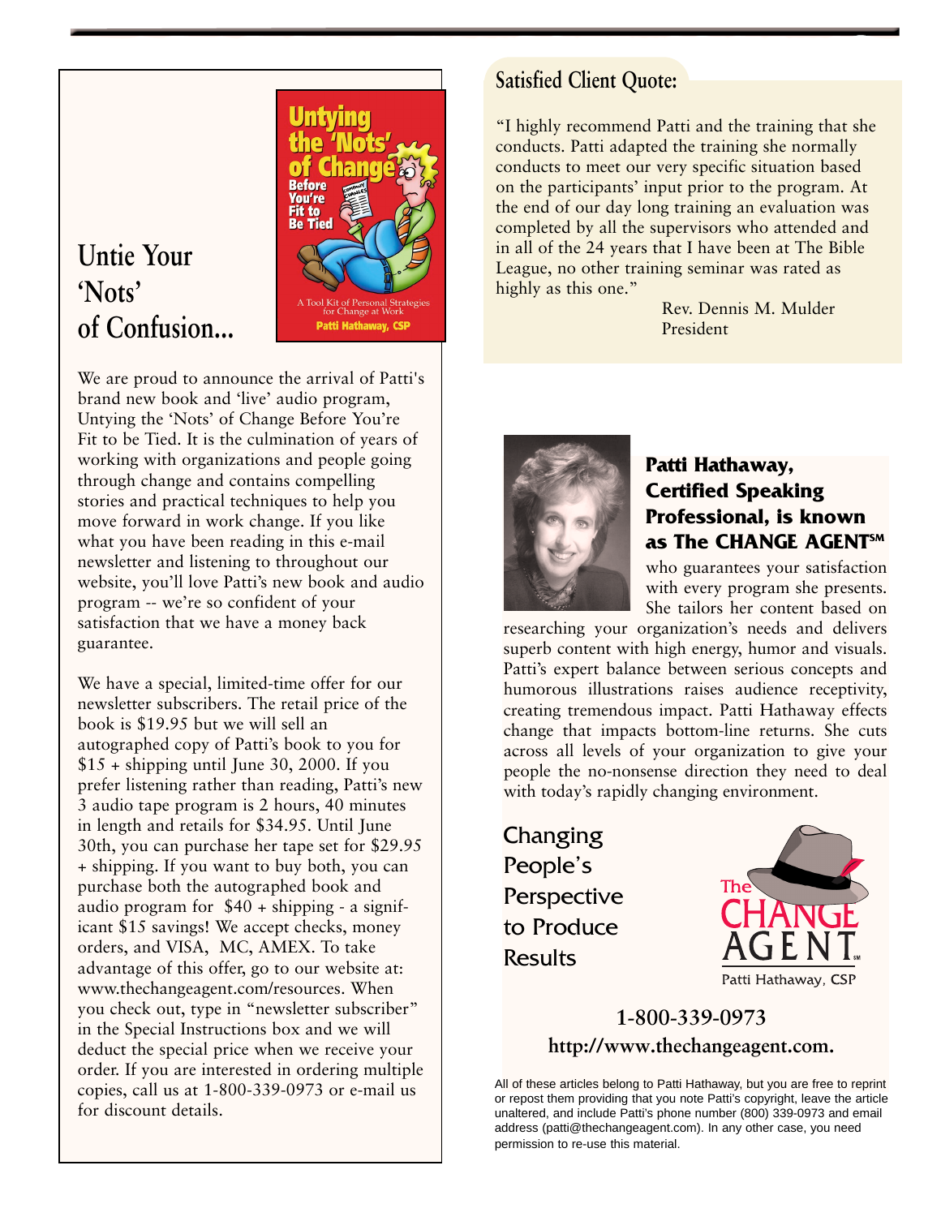## Untie Your 'Nots' of Confusion...

We are proud to announce the arrival of Patti's brand new book and 'live' audio program, Untying the 'Nots' of Change Before You're Fit to be Tied. It is the culmination of years of working with organizations and people going through change and contains compelling stories and practical techniques to help you move forward in work change. If you like what you have been reading in this e-mail newsletter and listening to throughout our website, you'll love Patti's new book and audio program -- we're so confident of your satisfaction that we have a money back guarantee.

We have a special, limited-time offer for our newsletter subscribers. The retail price of the book is $19.95 but we will sell an autographed copy of Patti's book to you for $15 + shipping until June 30, 2000. If you prefer listening rather than reading, Patti's new 3 audio tape program is 2 hours, 40 minutes in length and retails for $34.95. Until June 30th, you can purchase her tape set for $29.95 + shipping. If you want to buy both, you can purchase both the autographed book and audio program for $40 + shipping - a significant $15 savings! We accept checks, money orders, and VISA, MC, AMEX. To take advantage of this offer, go to our website at: www.thechangeagent.com/resources. When you check out, type in "newsletter subscriber" in the Special Instructions box and we will deduct the special price when we receive your order. If you are interested in ordering multiple copies, call us at 1-800-339-0973 or e-mail us for discount details.

## Satisfied Client Quote:

"I highly recommend Patti and the training that she conducts. Patti adapted the training she normally conducts to meet our very specific situation based on the participants' input prior to the program. At the end of our day long training an evaluation was completed by all the supervisors who attended and in all of the 24 years that I have been at The Bible League, no other training seminar was rated as highly as this one."

Rev. Dennis M. Mulder
President

**Patti Hathaway, Certified Speaking Professional, is known as The CHANGE AGENT℠** who guarantees your satisfaction with every program she presents. She tailors her content based on researching your organization's needs and delivers superb content with high energy, humor and visuals. Patti's expert balance between serious concepts and humorous illustrations raises audience receptivity, creating tremendous impact. Patti Hathaway effects change that impacts bottom-line returns. She cuts across all levels of your organization to give your people the no-nonsense direction they need to deal with today's rapidly changing environment.

Changing People's Perspective to Produce Results

The CHANGE AGENT℠
Patti Hathaway, CSP

**1-800-339-0973**
**http://www.thechangeagent.com.**

All of these articles belong to Patti Hathaway, but you are free to reprint or repost them providing that you note Patti's copyright, leave the article unaltered, and include Patti's phone number (800) 339-0973 and email address (patti@thechangeagent.com). In any other case, you need permission to re-use this material.